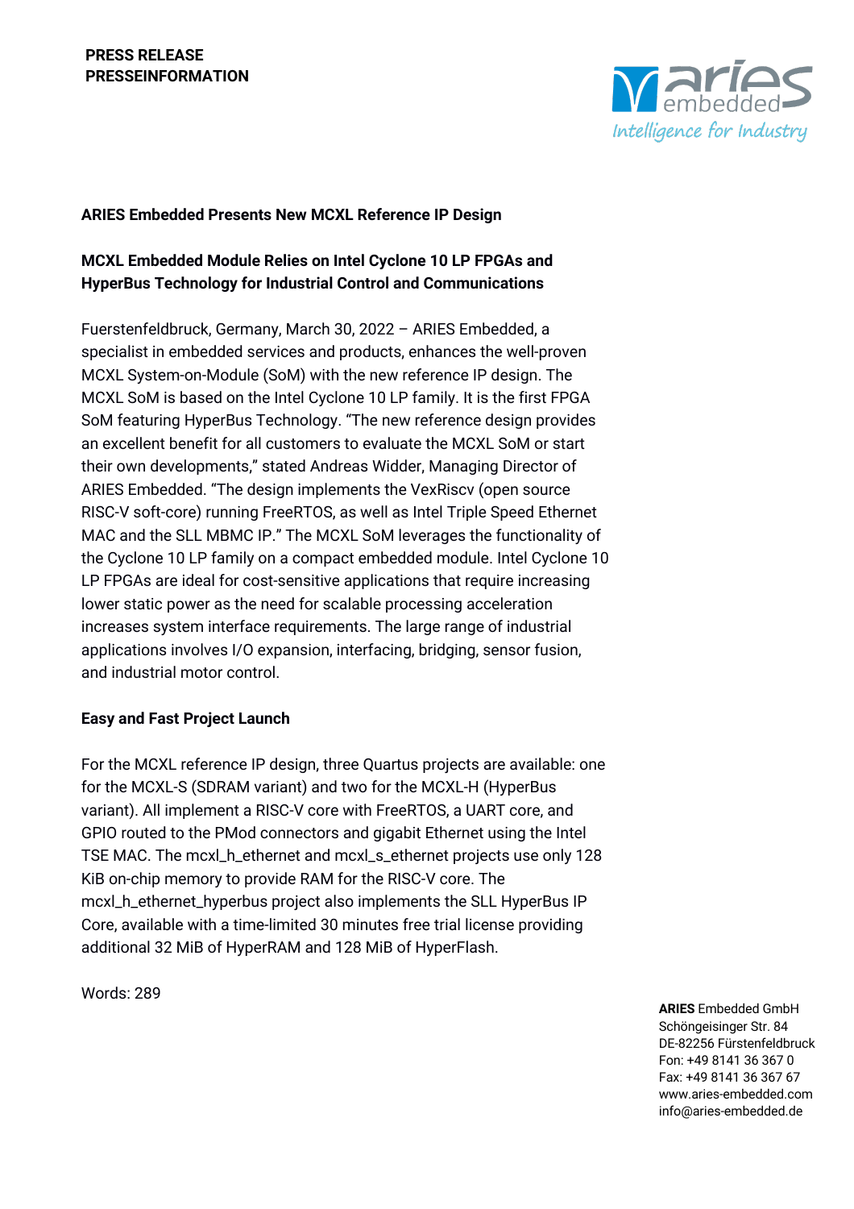**PRESS RELEASE**
**PRESSEINFORMATION**

**ARIES Embedded Presents New MCXL Reference IP Design**

**MCXL Embedded Module Relies on Intel Cyclone 10 LP FPGAs and HyperBus Technology for Industrial Control and Communications**

Fuerstenfeldbruck, Germany, March 30, 2022 – ARIES Embedded, a specialist in embedded services and products, enhances the well-proven MCXL System-on-Module (SoM) with the new reference IP design. The MCXL SoM is based on the Intel Cyclone 10 LP family. It is the first FPGA SoM featuring HyperBus Technology. "The new reference design provides an excellent benefit for all customers to evaluate the MCXL SoM or start their own developments," stated Andreas Widder, Managing Director of ARIES Embedded. "The design implements the VexRiscv (open source RISC-V soft-core) running FreeRTOS, as well as Intel Triple Speed Ethernet MAC and the SLL MBMC IP." The MCXL SoM leverages the functionality of the Cyclone 10 LP family on a compact embedded module. Intel Cyclone 10 LP FPGAs are ideal for cost-sensitive applications that require increasing lower static power as the need for scalable processing acceleration increases system interface requirements. The large range of industrial applications involves I/O expansion, interfacing, bridging, sensor fusion, and industrial motor control.

**Easy and Fast Project Launch**

For the MCXL reference IP design, three Quartus projects are available: one for the MCXL-S (SDRAM variant) and two for the MCXL-H (HyperBus variant). All implement a RISC-V core with FreeRTOS, a UART core, and GPIO routed to the PMod connectors and gigabit Ethernet using the Intel TSE MAC. The mcxl_h_ethernet and mcxl_s_ethernet projects use only 128 KiB on-chip memory to provide RAM for the RISC-V core. The mcxl_h_ethernet_hyperbus project also implements the SLL HyperBus IP Core, available with a time-limited 30 minutes free trial license providing additional 32 MiB of HyperRAM and 128 MiB of HyperFlash.

Words: 289

**ARIES** Embedded GmbH
Schöngeisinger Str. 84
DE-82256 Fürstenfeldbruck
Fon: +49 8141 36 367 0
Fax: +49 8141 36 367 67
www.aries-embedded.com
info@aries-embedded.de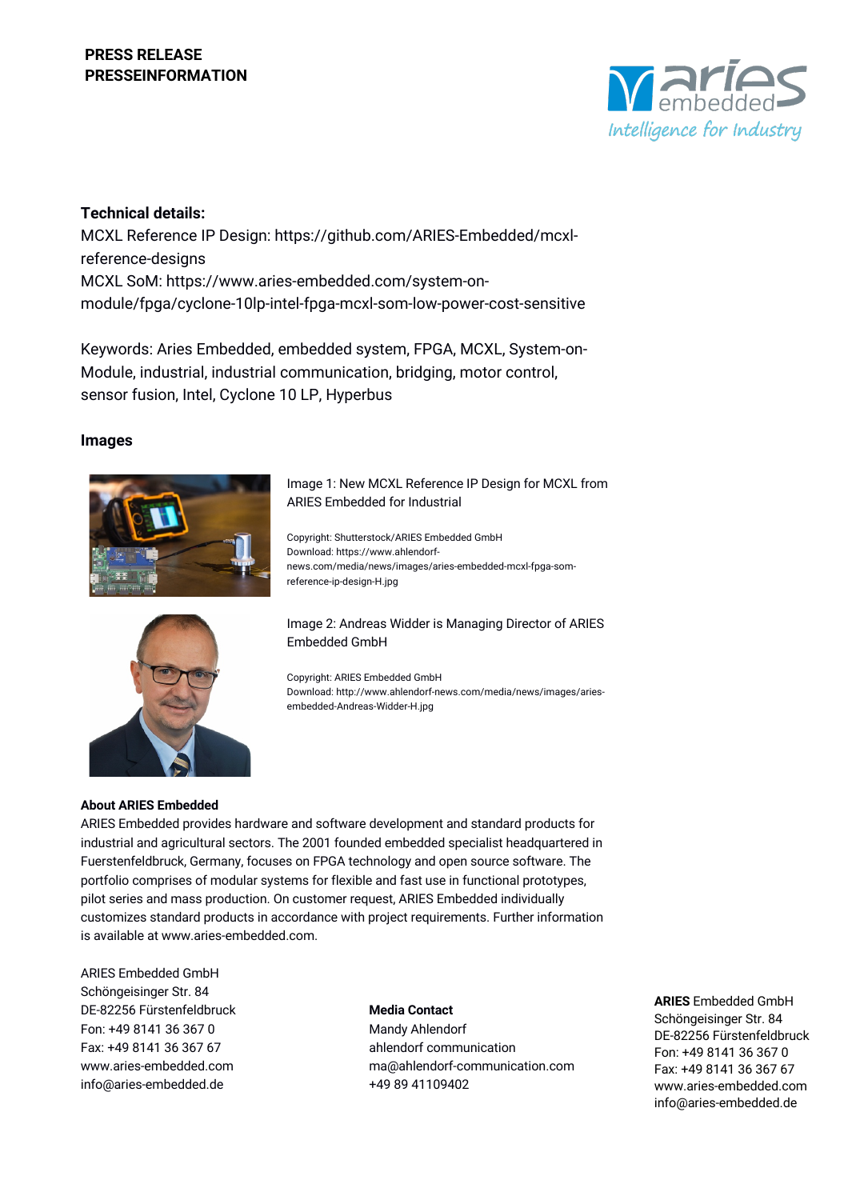### Technical details:

MCXL Reference IP Design: https://github.com/ARIES-Embedded/mcxl-reference-designs
MCXL SoM: https://www.aries-embedded.com/system-on-module/fpga/cyclone-10lp-intel-fpga-mcxl-som-low-power-cost-sensitive

Keywords: Aries Embedded, embedded system, FPGA, MCXL, System-on-Module, industrial, industrial communication, bridging, motor control, sensor fusion, Intel, Cyclone 10 LP, Hyperbus

### Images

Image 1: New MCXL Reference IP Design for MCXL from ARIES Embedded for Industrial

Copyright: Shutterstock/ARIES Embedded GmbH
Download: https://www.ahlendorf-news.com/media/news/images/aries-embedded-mcxl-fpga-som-reference-ip-design-H.jpg

Image 2: Andreas Widder is Managing Director of ARIES Embedded GmbH

Copyright: ARIES Embedded GmbH
Download: http://www.ahlendorf-news.com/media/news/images/aries-embedded-Andreas-Widder-H.jpg

**About ARIES Embedded**

ARIES Embedded provides hardware and software development and standard products for industrial and agricultural sectors. The 2001 founded embedded specialist headquartered in Fuerstenfeldbruck, Germany, focuses on FPGA technology and open source software. The portfolio comprises of modular systems for flexible and fast use in functional prototypes, pilot series and mass production. On customer request, ARIES Embedded individually customizes standard products in accordance with project requirements. Further information is available at www.aries-embedded.com.

ARIES Embedded GmbH
Schöngeisinger Str. 84
DE-82256 Fürstenfeldbruck
Fon: +49 8141 36 367 0
Fax: +49 8141 36 367 67
www.aries-embedded.com
info@aries-embedded.de

**Media Contact**
Mandy Ahlendorf
ahlendorf communication
ma@ahlendorf-communication.com
+49 89 41109402

**ARIES** Embedded GmbH
Schöngeisinger Str. 84
DE-82256 Fürstenfeldbruck
Fon: +49 8141 36 367 0
Fax: +49 8141 36 367 67
www.aries-embedded.com
info@aries-embedded.de